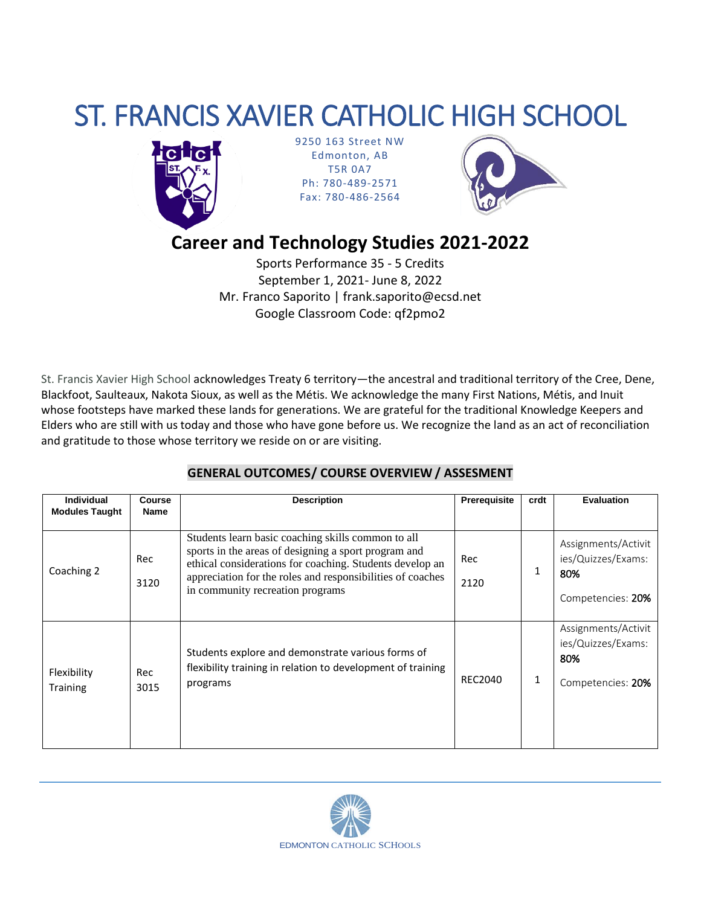# ST. FRANCIS XAVIER CATHOLIC HIGH SCHOOL

9250 163 Street NW
Edmonton, AB
T5R 0A7
Ph: 780-489-2571
Fax: 780-486-2564

## Career and Technology Studies 2021-2022

Sports Performance 35 - 5 Credits
September 1, 2021- June 8, 2022
Mr. Franco Saporito | frank.saporito@ecsd.net
Google Classroom Code: qf2pmo2

St. Francis Xavier High School acknowledges Treaty 6 territory—the ancestral and traditional territory of the Cree, Dene, Blackfoot, Saulteaux, Nakota Sioux, as well as the Métis. We acknowledge the many First Nations, Métis, and Inuit whose footsteps have marked these lands for generations. We are grateful for the traditional Knowledge Keepers and Elders who are still with us today and those who have gone before us. We recognize the land as an act of reconciliation and gratitude to those whose territory we reside on or are visiting.

### GENERAL OUTCOMES/ COURSE OVERVIEW / ASSESMENT

| Individual Modules Taught | Course Name | Description | Prerequisite | crdt | Evaluation |
|---|---|---|---|---|---|
| Coaching 2 | Rec 3120 | Students learn basic coaching skills common to all sports in the areas of designing a sport program and ethical considerations for coaching. Students develop an appreciation for the roles and responsibilities of coaches in community recreation programs | Rec 2120 | 1 | Assignments/Activities/Quizzes/Exams: 80% Competencies: **20%** |
| Flexibility Training | Rec 3015 | Students explore and demonstrate various forms of flexibility training in relation to development of training programs | REC2040 | 1 | Assignments/Activities/Quizzes/Exams: 80% Competencies: **20%** |

EDMONTON CATHOLIC SCHOOLS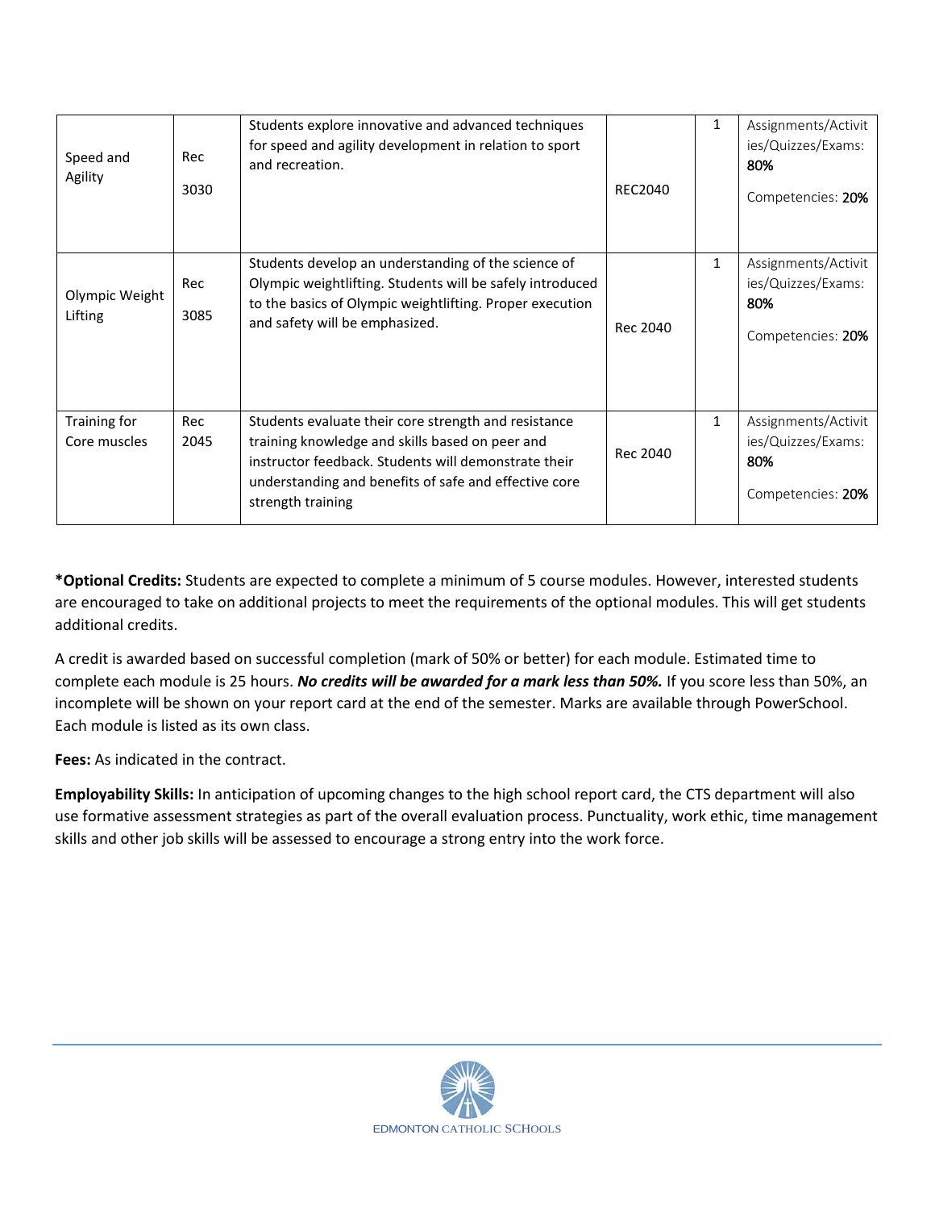| | | | | | |
|---|---|---|---|---|---|
| Speed and Agility | Rec 3030 | Students explore innovative and advanced techniques for speed and agility development in relation to sport and recreation. | REC2040 | 1 | Assignments/Activities/Quizzes/Exams: **80%** Competencies: **20%** |
| Olympic Weight Lifting | Rec 3085 | Students develop an understanding of the science of Olympic weightlifting. Students will be safely introduced to the basics of Olympic weightlifting. Proper execution and safety will be emphasized. | Rec 2040 | 1 | Assignments/Activities/Quizzes/Exams: **80%** Competencies: **20%** |
| Training for Core muscles | Rec 2045 | Students evaluate their core strength and resistance training knowledge and skills based on peer and instructor feedback. Students will demonstrate their understanding and benefits of safe and effective core strength training | Rec 2040 | 1 | Assignments/Activities/Quizzes/Exams: **80%** Competencies: **20%** |

***Optional Credits:** Students are expected to complete a minimum of 5 course modules. However, interested students are encouraged to take on additional projects to meet the requirements of the optional modules. This will get students additional credits.

A credit is awarded based on successful completion (mark of 50% or better) for each module. Estimated time to complete each module is 25 hours. ***No credits will be awarded for a mark less than 50%.*** If you score less than 50%, an incomplete will be shown on your report card at the end of the semester. Marks are available through PowerSchool. Each module is listed as its own class.

**Fees:** As indicated in the contract.

**Employability Skills:** In anticipation of upcoming changes to the high school report card, the CTS department will also use formative assessment strategies as part of the overall evaluation process. Punctuality, work ethic, time management skills and other job skills will be assessed to encourage a strong entry into the work force.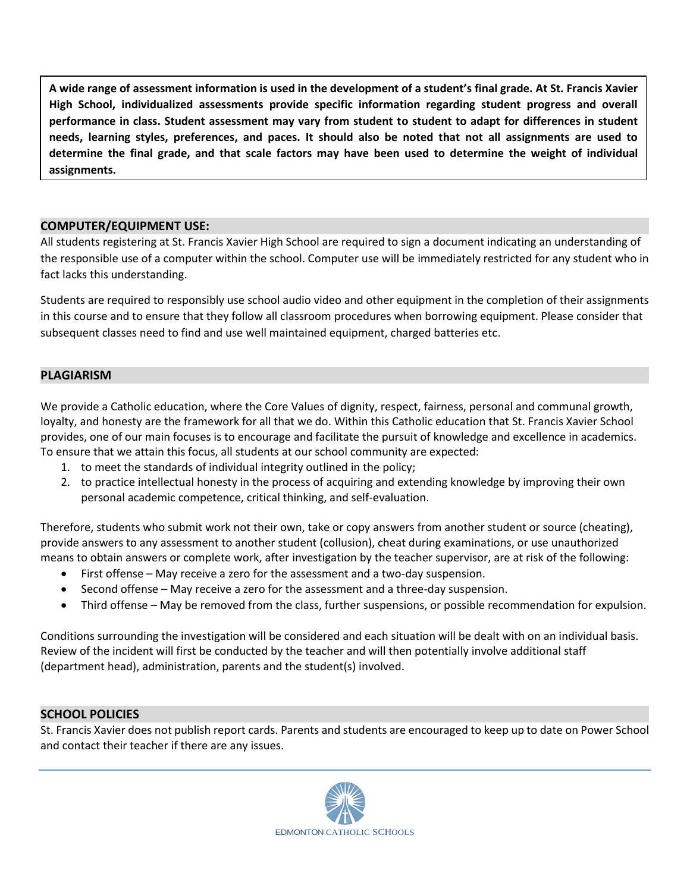**A wide range of assessment information is used in the development of a student's final grade. At St. Francis Xavier High School, individualized assessments provide specific information regarding student progress and overall performance in class. Student assessment may vary from student to student to adapt for differences in student needs, learning styles, preferences, and paces. It should also be noted that not all assignments are used to determine the final grade, and that scale factors may have been used to determine the weight of individual assignments.**

## COMPUTER/EQUIPMENT USE:

All students registering at St. Francis Xavier High School are required to sign a document indicating an understanding of the responsible use of a computer within the school. Computer use will be immediately restricted for any student who in fact lacks this understanding.

Students are required to responsibly use school audio video and other equipment in the completion of their assignments in this course and to ensure that they follow all classroom procedures when borrowing equipment. Please consider that subsequent classes need to find and use well maintained equipment, charged batteries etc.

## PLAGIARISM

We provide a Catholic education, where the Core Values of dignity, respect, fairness, personal and communal growth, loyalty, and honesty are the framework for all that we do. Within this Catholic education that St. Francis Xavier School provides, one of our main focuses is to encourage and facilitate the pursuit of knowledge and excellence in academics. To ensure that we attain this focus, all students at our school community are expected:

1. to meet the standards of individual integrity outlined in the policy;
2. to practice intellectual honesty in the process of acquiring and extending knowledge by improving their own personal academic competence, critical thinking, and self-evaluation.

Therefore, students who submit work not their own, take or copy answers from another student or source (cheating), provide answers to any assessment to another student (collusion), cheat during examinations, or use unauthorized means to obtain answers or complete work, after investigation by the teacher supervisor, are at risk of the following:

- First offense – May receive a zero for the assessment and a two-day suspension.
- Second offense – May receive a zero for the assessment and a three-day suspension.
- Third offense – May be removed from the class, further suspensions, or possible recommendation for expulsion.

Conditions surrounding the investigation will be considered and each situation will be dealt with on an individual basis. Review of the incident will first be conducted by the teacher and will then potentially involve additional staff (department head), administration, parents and the student(s) involved.

## SCHOOL POLICIES

St. Francis Xavier does not publish report cards. Parents and students are encouraged to keep up to date on Power School and contact their teacher if there are any issues.

EDMONTON CATHOLIC SCHOOLS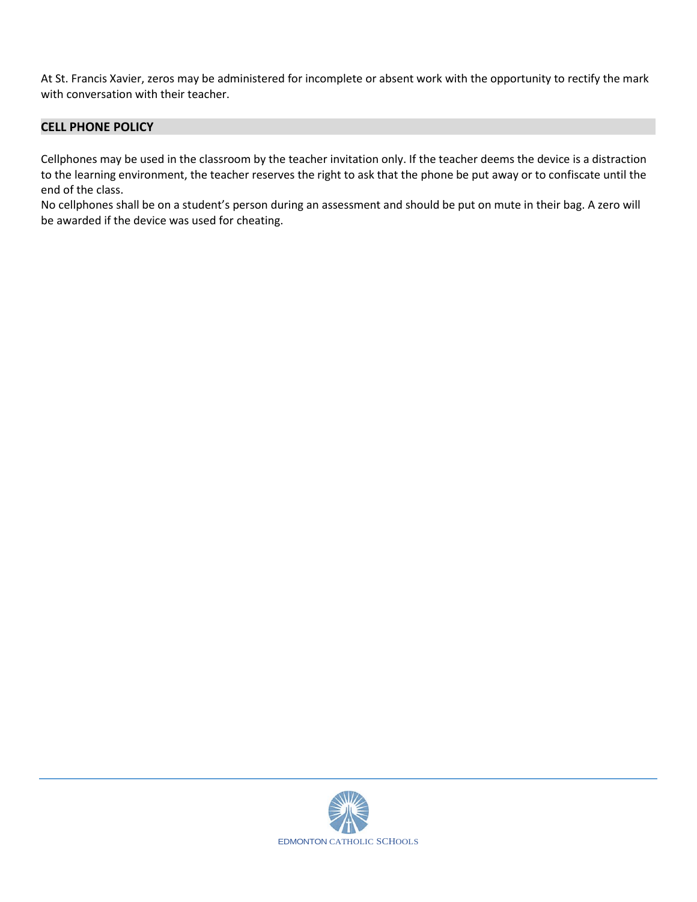At St. Francis Xavier, zeros may be administered for incomplete or absent work with the opportunity to rectify the mark with conversation with their teacher.

## CELL PHONE POLICY

Cellphones may be used in the classroom by the teacher invitation only. If the teacher deems the device is a distraction to the learning environment, the teacher reserves the right to ask that the phone be put away or to confiscate until the end of the class.

No cellphones shall be on a student's person during an assessment and should be put on mute in their bag. A zero will be awarded if the device was used for cheating.